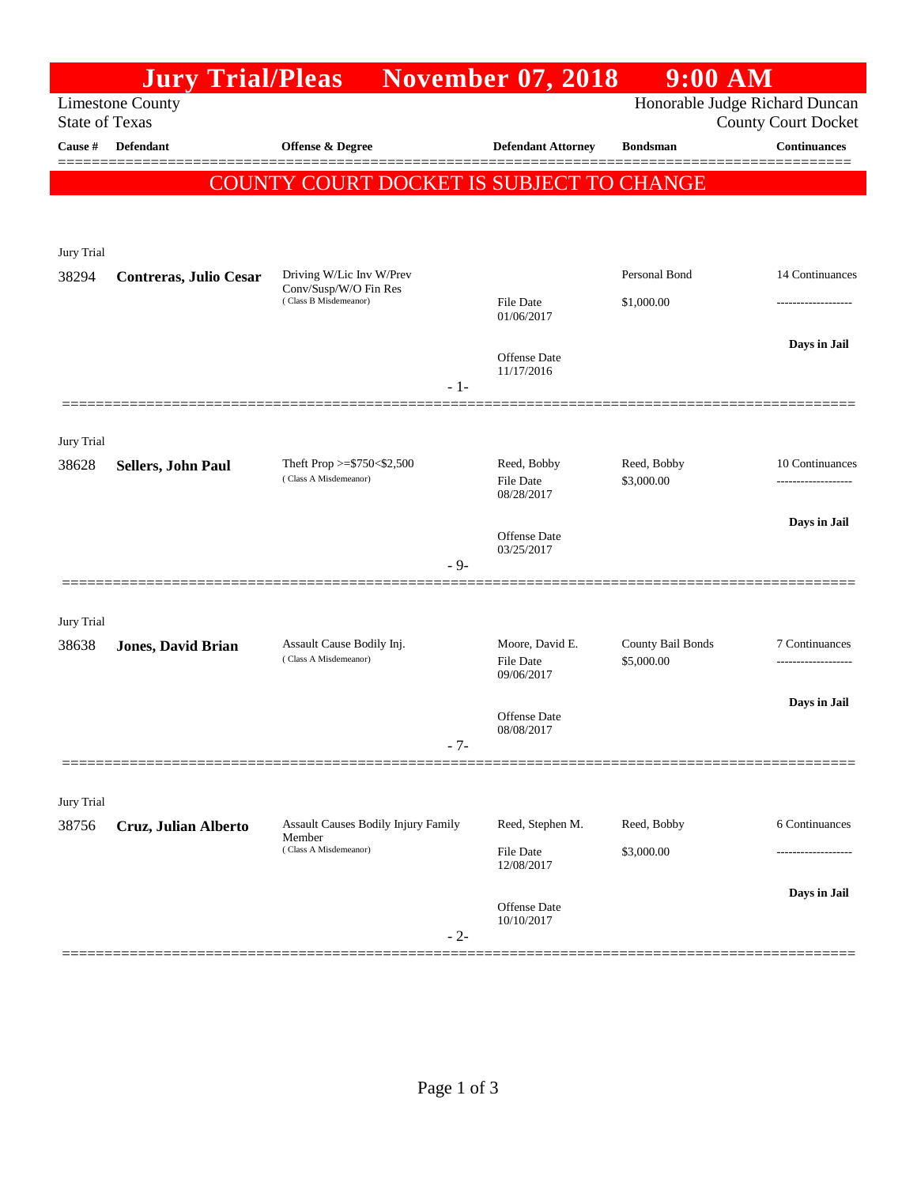# Jury Trial/Pleas November 07, 2018 9:00 AM

Limestone County
State of Texas

Honorable Judge Richard Duncan
County Court Docket

| Cause # | Defendant | Offense & Degree | Defendant Attorney | Bondsman | Continuances |
|---|---|---|---|---|---|

**COUNTY COURT DOCKET IS SUBJECT TO CHANGE**

Jury Trial

| Cause # | Defendant | Offense & Degree | Defendant Attorney | Bondsman | Continuances |
|---|---|---|---|---|---|
| 38294 | **Contreras, Julio Cesar** | Driving W/Lic Inv W/Prev Conv/Susp/W/O Fin Res (Class B Misdemeanor) | File Date 01/06/2017; Offense Date 11/17/2016 | Personal Bond $1,000.00 | 14 Continuances; **Days in Jail** |

- 1-

Jury Trial

| Cause # | Defendant | Offense & Degree | Defendant Attorney | Bondsman | Continuances |
|---|---|---|---|---|---|
| 38628 | **Sellers, John Paul** | Theft Prop >=$750<$2,500 (Class A Misdemeanor) | Reed, Bobby; File Date 08/28/2017; Offense Date 03/25/2017 | Reed, Bobby $3,000.00 | 10 Continuances; **Days in Jail** |

- 9-

Jury Trial

| Cause # | Defendant | Offense & Degree | Defendant Attorney | Bondsman | Continuances |
|---|---|---|---|---|---|
| 38638 | **Jones, David Brian** | Assault Cause Bodily Inj. (Class A Misdemeanor) | Moore, David E.; File Date 09/06/2017; Offense Date 08/08/2017 | County Bail Bonds $5,000.00 | 7 Continuances; **Days in Jail** |

- 7-

Jury Trial

| Cause # | Defendant | Offense & Degree | Defendant Attorney | Bondsman | Continuances |
|---|---|---|---|---|---|
| 38756 | **Cruz, Julian Alberto** | Assault Causes Bodily Injury Family Member (Class A Misdemeanor) | Reed, Stephen M.; File Date 12/08/2017; Offense Date 10/10/2017 | Reed, Bobby $3,000.00 | 6 Continuances; **Days in Jail** |

- 2-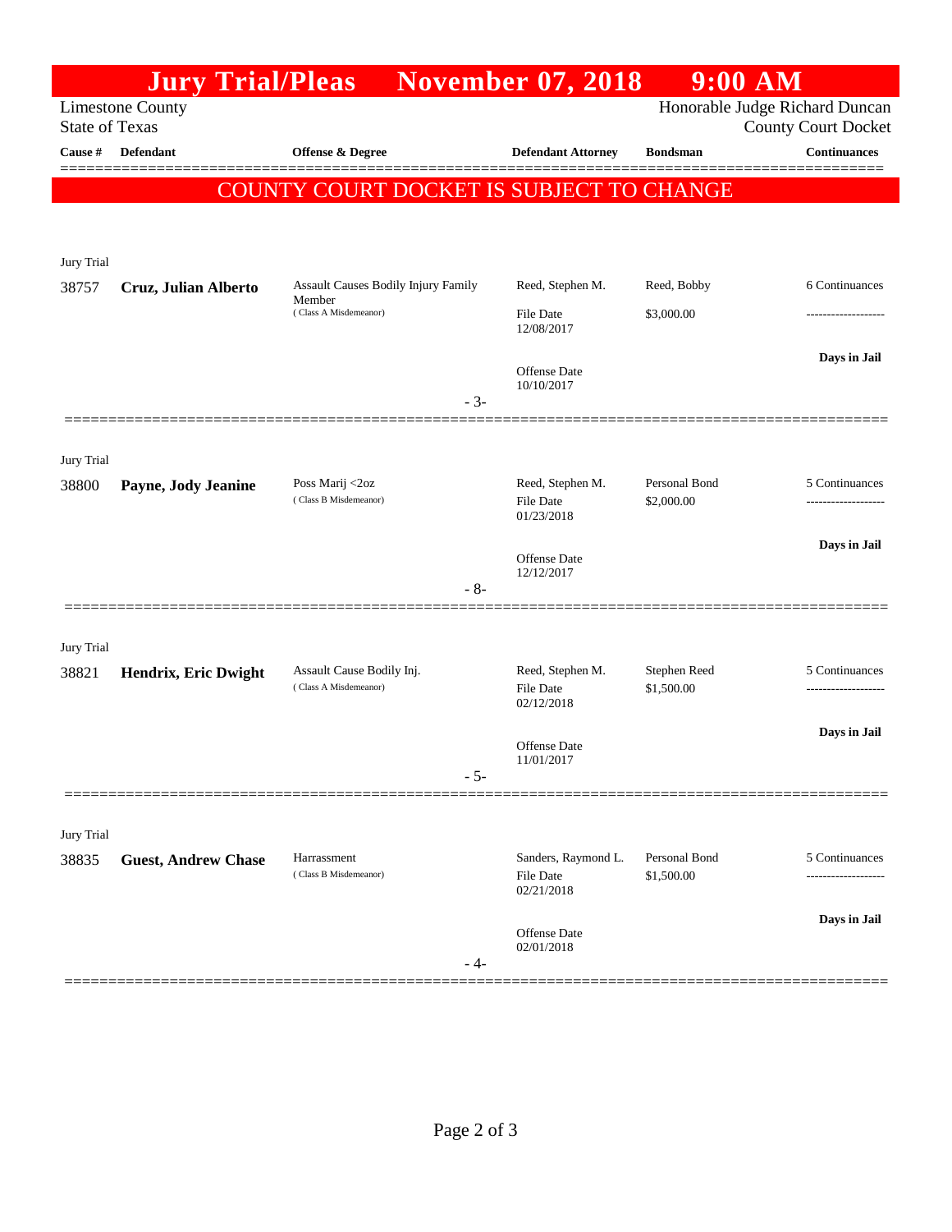# Jury Trial/Pleas November 07, 2018 9:00 AM

Limestone County
State of Texas

Honorable Judge Richard Duncan
County Court Docket

**COUNTY COURT DOCKET IS SUBJECT TO CHANGE**

| Cause # | Defendant | Offense & Degree | Defendant Attorney | Bondsman | Continuances |
|---|---|---|---|---|---|
| Jury Trial | | | | | |
| 38757 | **Cruz, Julian Alberto** | Assault Causes Bodily Injury Family Member (Class A Misdemeanor) | Reed, Stephen M. | Reed, Bobby | 6 Continuances |
| | | | File Date 12/08/2017 | $3,000.00 | ------------------- |
| | | | Offense Date 10/10/2017 | | **Days in Jail** - 3- |
| Jury Trial | | | | | |
| 38800 | **Payne, Jody Jeanine** | Poss Marij <2oz (Class B Misdemeanor) | Reed, Stephen M. | Personal Bond | 5 Continuances |
| | | | File Date 01/23/2018 | $2,000.00 | ------------------- |
| | | | Offense Date 12/12/2017 | | **Days in Jail** - 8- |
| Jury Trial | | | | | |
| 38821 | **Hendrix, Eric Dwight** | Assault Cause Bodily Inj. (Class A Misdemeanor) | Reed, Stephen M. | Stephen Reed | 5 Continuances |
| | | | File Date 02/12/2018 | $1,500.00 | ------------------- |
| | | | Offense Date 11/01/2017 | | **Days in Jail** - 5- |
| Jury Trial | | | | | |
| 38835 | **Guest, Andrew Chase** | Harrassment (Class B Misdemeanor) | Sanders, Raymond L. | Personal Bond | 5 Continuances |
| | | | File Date 02/21/2018 | $1,500.00 | ------------------- |
| | | | Offense Date 02/01/2018 | | **Days in Jail** - 4- |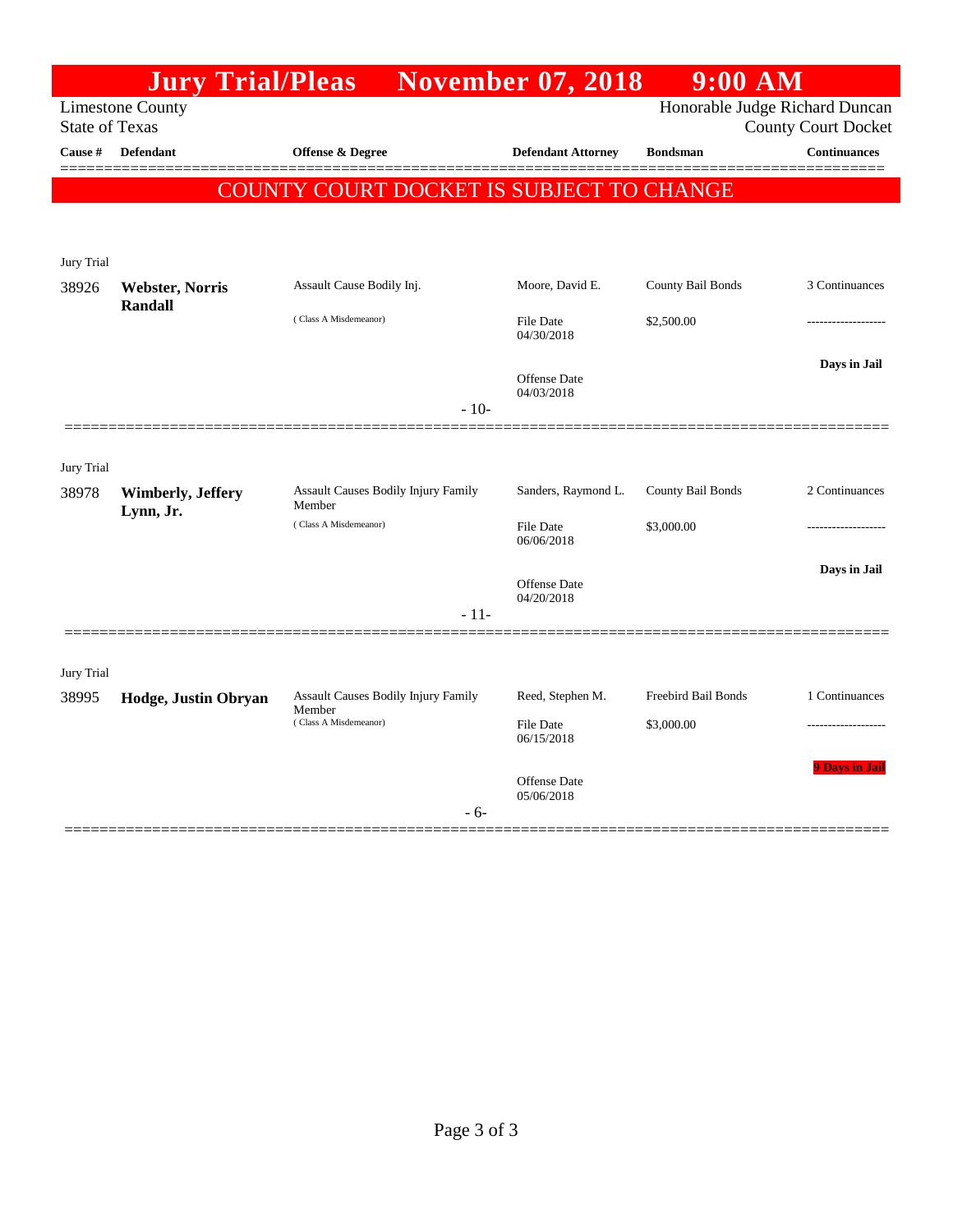# Jury Trial/Pleas November 07, 2018 9:00 AM

Limestone County
State of Texas

Honorable Judge Richard Duncan
County Court Docket

**COUNTY COURT DOCKET IS SUBJECT TO CHANGE**

| Cause # | Defendant | Offense & Degree | Defendant Attorney | Bondsman | Continuances |
|---|---|---|---|---|---|
| Jury Trial | | | | | |
| 38926 | **Webster, Norris Randall** | Assault Cause Bodily Inj. (Class A Misdemeanor) | Moore, David E. File Date 04/30/2018 Offense Date 04/03/2018 | County Bail Bonds $2,500.00 | 3 Continuances ------------------- **Days in Jail** |
| | | - 10- | | | |
| Jury Trial | | | | | |
| 38978 | **Wimberly, Jeffery Lynn, Jr.** | Assault Causes Bodily Injury Family Member (Class A Misdemeanor) | Sanders, Raymond L. File Date 06/06/2018 Offense Date 04/20/2018 | County Bail Bonds $3,000.00 | 2 Continuances ------------------- **Days in Jail** |
| | | - 11- | | | |
| Jury Trial | | | | | |
| 38995 | **Hodge, Justin Obryan** | Assault Causes Bodily Injury Family Member (Class A Misdemeanor) | Reed, Stephen M. File Date 06/15/2018 Offense Date 05/06/2018 | Freebird Bail Bonds $3,000.00 | 1 Continuances ------------------- **9 Days in Jail** |
| | | - 6- | | | |